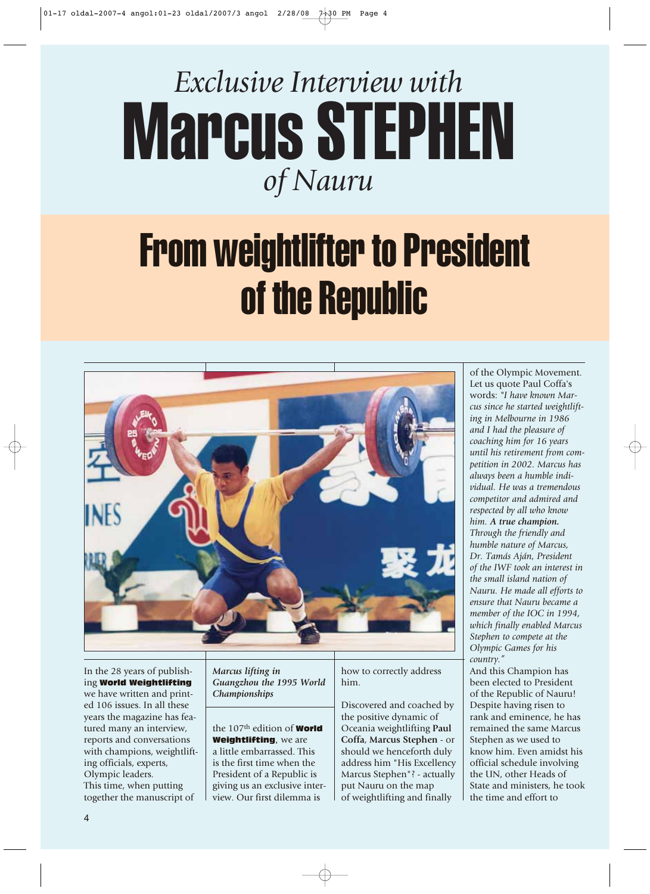# *Exclusive Interview with* Marcus STEPHEN *of Nauru*

## From weightlifter to President of the Republic

*Marcus lifting in Guangzhou the 1995 World Championships*

In the 28 years of publishing **World Weightlifting** we have written and printed 106 issues. In all these years the magazine has featured many an interview, reports and conversations with champions, weightlifting officials, experts, Olympic leaders.

This time, when putting together the manuscript of the 107th edition of **World Weightlifting**, we are a little embarrassed. This is the first time when the President of a Republic is giving us an exclusive interview. Our first dilemma is how to correctly address him.

Discovered and coached by the positive dynamic of Oceania weightlifting **Paul Coffa**, **Marcus Stephen** - or should we henceforth duly address him "His Excellency Marcus Stephen"? - actually put Nauru on the map of weightlifting and finally of the Olympic Movement. Let us quote Paul Coffa's words: *"I have known Marcus since he started weightlifting in Melbourne in 1986 and I had the pleasure of coaching him for 16 years until his retirement from competition in 2002. Marcus has always been a humble individual. He was a tremendous competitor and admired and respected by all who know him. **A true champion.** Through the friendly and humble nature of Marcus, Dr. Tamás Aján, President of the IWF took an interest in the small island nation of Nauru. He made all efforts to ensure that Nauru became a member of the IOC in 1994, which finally enabled Marcus Stephen to compete at the Olympic Games for his country."*

And this Champion has been elected to President of the Republic of Nauru! Despite having risen to rank and eminence, he has remained the same Marcus Stephen as we used to know him. Even amidst his official schedule involving the UN, other Heads of State and ministers, he took the time and effort to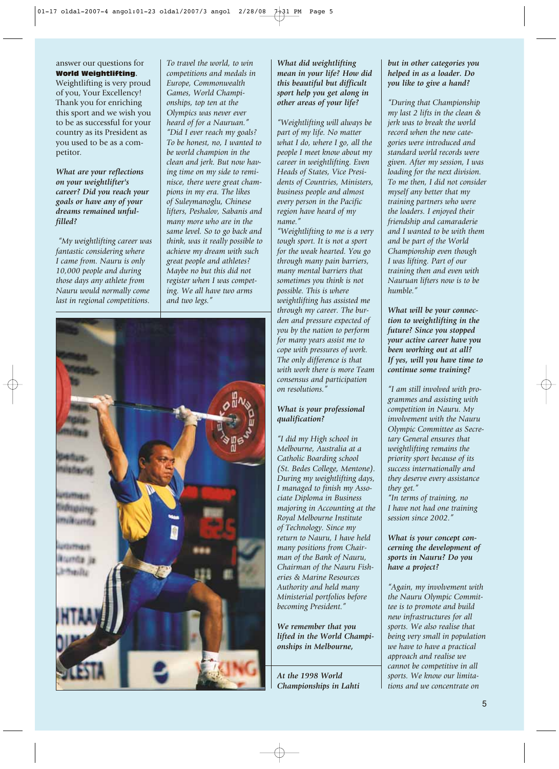answer our questions for **World Weightlifting**. Weightlifting is very proud of you, Your Excellency! Thank you for enriching this sport and we wish you to be as successful for your country as its President as you used to be as a competitor.

***What are your reflections on your weightlifter's career? Did you reach your goals or have any of your dreams remained unfulfilled?***

*"My weightlifting career was fantastic considering where I came from. Nauru is only 10,000 people and during those days any athlete from Nauru would normally come last in regional competitions. To travel the world, to win competitions and medals in Europe, Commonwealth Games, World Championships, top ten at the Olympics was never ever heard of for a Nauruan."*

*"Did I ever reach my goals? To be honest, no, I wanted to be world champion in the clean and jerk. But now having time on my side to reminisce, there were great champions in my era. The likes of Suleymanoglu, Chinese lifters, Peshalov, Sabanis and many more who are in the same level. So to go back and think, was it really possible to achieve my dream with such great people and athletes? Maybe no but this did not register when I was competing. We all have two arms and two legs."*

***What did weightlifting mean in your life? How did this beautiful but difficult sport help you get along in other areas of your life?***

*"Weightlifting will always be part of my life. No matter what I do, where I go, all the people I meet know about my career in weightlifting. Even Heads of States, Vice Presidents of Countries, Ministers, business people and almost every person in the Pacific region have heard of my name."*

*"Weightlifting to me is a very tough sport. It is not a sport for the weak hearted. You go through many pain barriers, many mental barriers that sometimes you think is not possible. This is where weightlifting has assisted me through my career. The burden and pressure expected of you by the nation to perform for many years assist me to cope with pressures of work. The only difference is that with work there is more Team consensus and participation on resolutions."*

***What is your professional qualification?***

*"I did my High school in Melbourne, Australia at a Catholic Boarding school (St. Bedes College, Mentone). During my weightlifting days, I managed to finish my Associate Diploma in Business majoring in Accounting at the Royal Melbourne Institute of Technology. Since my return to Nauru, I have held many positions from Chairman of the Bank of Nauru, Chairman of the Nauru Fisheries & Marine Resources Authority and held many Ministerial portfolios before becoming President."*

***We remember that you lifted in the World Championships in Melbourne, but in other categories you helped in as a loader. Do you like to give a hand?***

*"During that Championship my last 2 lifts in the clean & jerk was to break the world record when the new categories were introduced and standard world records were given. After my session, I was loading for the next division. To me then, I did not consider myself any better that my training partners who were the loaders. I enjoyed their friendship and camaraderie and I wanted to be with them and be part of the World Championship even though I was lifting. Part of our training then and even with Nauruan lifters now is to be humble."*

***What will be your connection to weightlifting in the future? Since you stopped your active career have you been working out at all? If yes, will you have time to continue some training?***

*"I am still involved with programmes and assisting with competition in Nauru. My involvement with the Nauru Olympic Committee as Secretary General ensures that weightlifting remains the priority sport because of its success internationally and they deserve every assistance they get."*

*"In terms of training, no I have not had one training session since 2002."*

***What is your concept concerning the development of sports in Nauru? Do you have a project?***

*"Again, my involvement with the Nauru Olympic Committee is to promote and build new infrastructures for all sports. We also realise that being very small in population we have to have a practical approach and realise we cannot be competitive in all sports. We know our limitations and we concentrate on*

***At the 1998 World Championships in Lahti***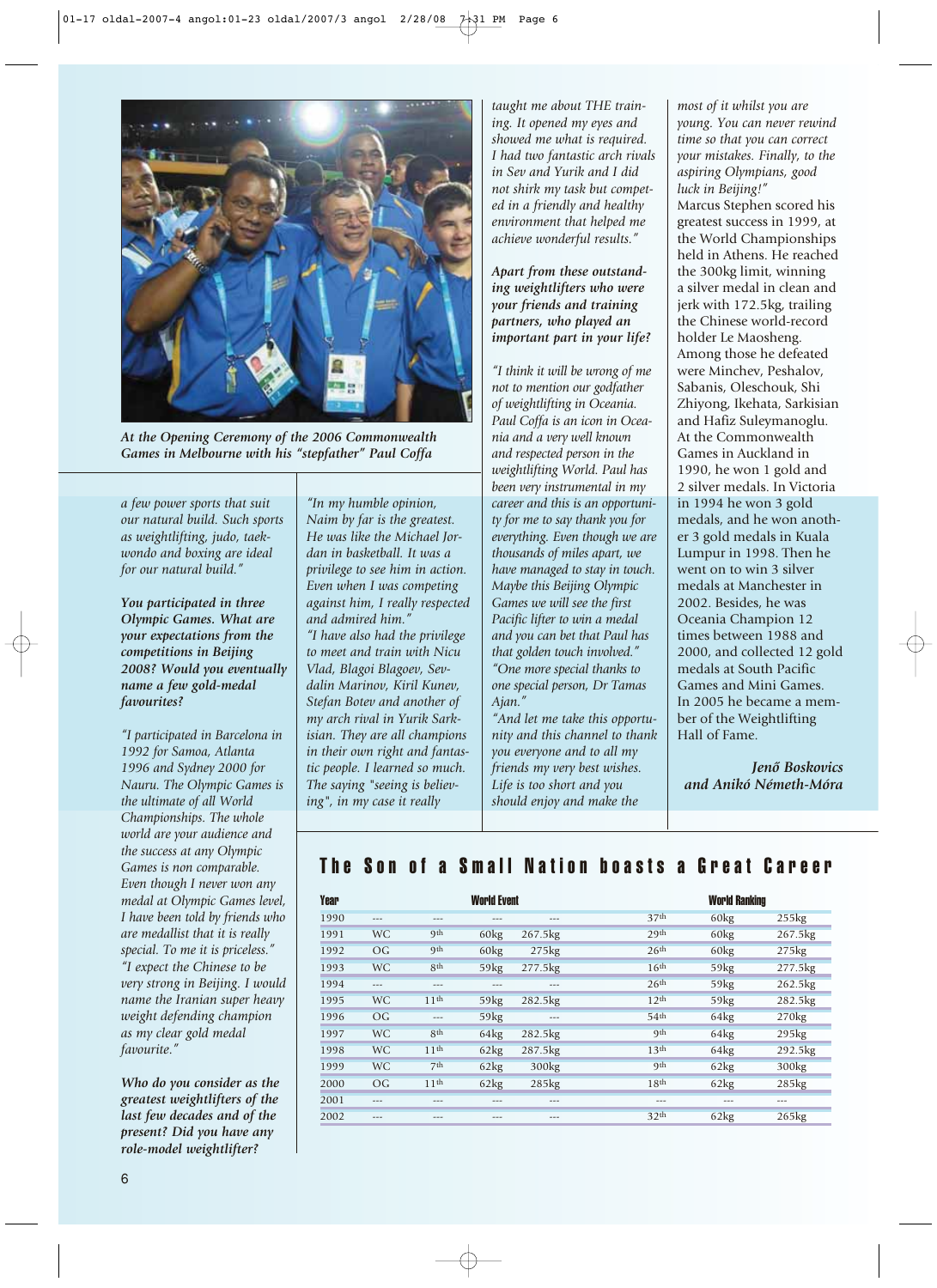At the Opening Ceremony of the 2006 Commonwealth Games in Melbourne with his "stepfather" Paul Coffa

*a few power sports that suit our natural build. Such sports as weightlifting, judo, taekwondo and boxing are ideal for our natural build."*

***You participated in three Olympic Games. What are your expectations from the competitions in Beijing 2008? Would you eventually name a few gold-medal favourites?***

*"I participated in Barcelona in 1992 for Samoa, Atlanta 1996 and Sydney 2000 for Nauru. The Olympic Games is the ultimate of all World Championships. The whole world are your audience and the success at any Olympic Games is non comparable. Even though I never won any medal at Olympic Games level, I have been told by friends who are medallist that it is really special. To me it is priceless."*

*"I expect the Chinese to be very strong in Beijing. I would name the Iranian super heavy weight defending champion as my clear gold medal favourite."*

***Who do you consider as the greatest weightlifters of the last few decades and of the present? Did you have any role-model weightlifter?***

*"In my humble opinion, Naim by far is the greatest. He was like the Michael Jordan in basketball. It was a privilege to see him in action. Even when I was competing against him, I really respected and admired him."*

*"I have also had the privilege to meet and train with Nicu Vlad, Blagoi Blagoev, Sevdalin Marinov, Kiril Kunev, Stefan Botev and another of my arch rival in Yurik Sarkisian. They are all champions in their own right and fantastic people. I learned so much. The saying "seeing is believing", in my case it really taught me about THE training. It opened my eyes and showed me what is required. I had two fantastic arch rivals in Sev and Yurik and I did not shirk my task but competed in a friendly and healthy environment that helped me achieve wonderful results."*

***Apart from these outstanding weightlifters who were your friends and training partners, who played an important part in your life?***

*"I think it will be wrong of me not to mention our godfather of weightlifting in Oceania. Paul Coffa is an icon in Oceania and a very well known and respected person in the weightlifting World. Paul has been very instrumental in my career and this is an opportunity for me to say thank you for everything. Even though we are thousands of miles apart, we have managed to stay in touch. Maybe this Beijing Olympic Games we will see the first Pacific lifter to win a medal and you can bet that Paul has that golden touch involved."*

*"One more special thanks to one special person, Dr Tamas Ajan."*

*"And let me take this opportunity and this channel to thank you everyone and to all my friends my very best wishes. Life is too short and you should enjoy and make the most of it whilst you are young. You can never rewind time so that you can correct your mistakes. Finally, to the aspiring Olympians, good luck in Beijing!"*

Marcus Stephen scored his greatest success in 1999, at the World Championships held in Athens. He reached the 300kg limit, winning a silver medal in clean and jerk with 172.5kg, trailing the Chinese world-record holder Le Maosheng. Among those he defeated were Minchev, Peshalov, Sabanis, Oleschouk, Shi Zhiyong, Ikehata, Sarkisian and Hafiz Suleymanoglu. At the Commonwealth Games in Auckland in 1990, he won 1 gold and 2 silver medals. In Victoria in 1994 he won 3 gold medals, and he won another 3 gold medals in Kuala Lumpur in 1998. Then he went on to win 3 silver medals at Manchester in 2002. Besides, he was Oceania Champion 12 times between 1988 and 2000, and collected 12 gold medals at South Pacific Games and Mini Games. In 2005 he became a member of the Weightlifting Hall of Fame.

***Jenő Boskovics and Anikó Németh-Móra***

## The Son of a Small Nation boasts a Great Career

| Year | World Event | | | | World Ranking | | |
|---|---|---|---|---|---|---|---|
| 1990 | --- | --- | --- | --- | 37th | 60kg | 255kg |
| 1991 | WC | 9th | 60kg | 267.5kg | 29th | 60kg | 267.5kg |
| 1992 | OG | 9th | 60kg | 275kg | 26th | 60kg | 275kg |
| 1993 | WC | 8th | 59kg | 277.5kg | 16th | 59kg | 277.5kg |
| 1994 | --- | --- | --- | --- | 26th | 59kg | 262.5kg |
| 1995 | WC | 11th | 59kg | 282.5kg | 12th | 59kg | 282.5kg |
| 1996 | OG | --- | 59kg | --- | 54th | 64kg | 270kg |
| 1997 | WC | 8th | 64kg | 282.5kg | 9th | 64kg | 295kg |
| 1998 | WC | 11th | 62kg | 287.5kg | 13th | 64kg | 292.5kg |
| 1999 | WC | 7th | 62kg | 300kg | 9th | 62kg | 300kg |
| 2000 | OG | 11th | 62kg | 285kg | 18th | 62kg | 285kg |
| 2001 | --- | --- | --- | --- | --- | --- | --- |
| 2002 | --- | --- | --- | --- | 32th | 62kg | 265kg |